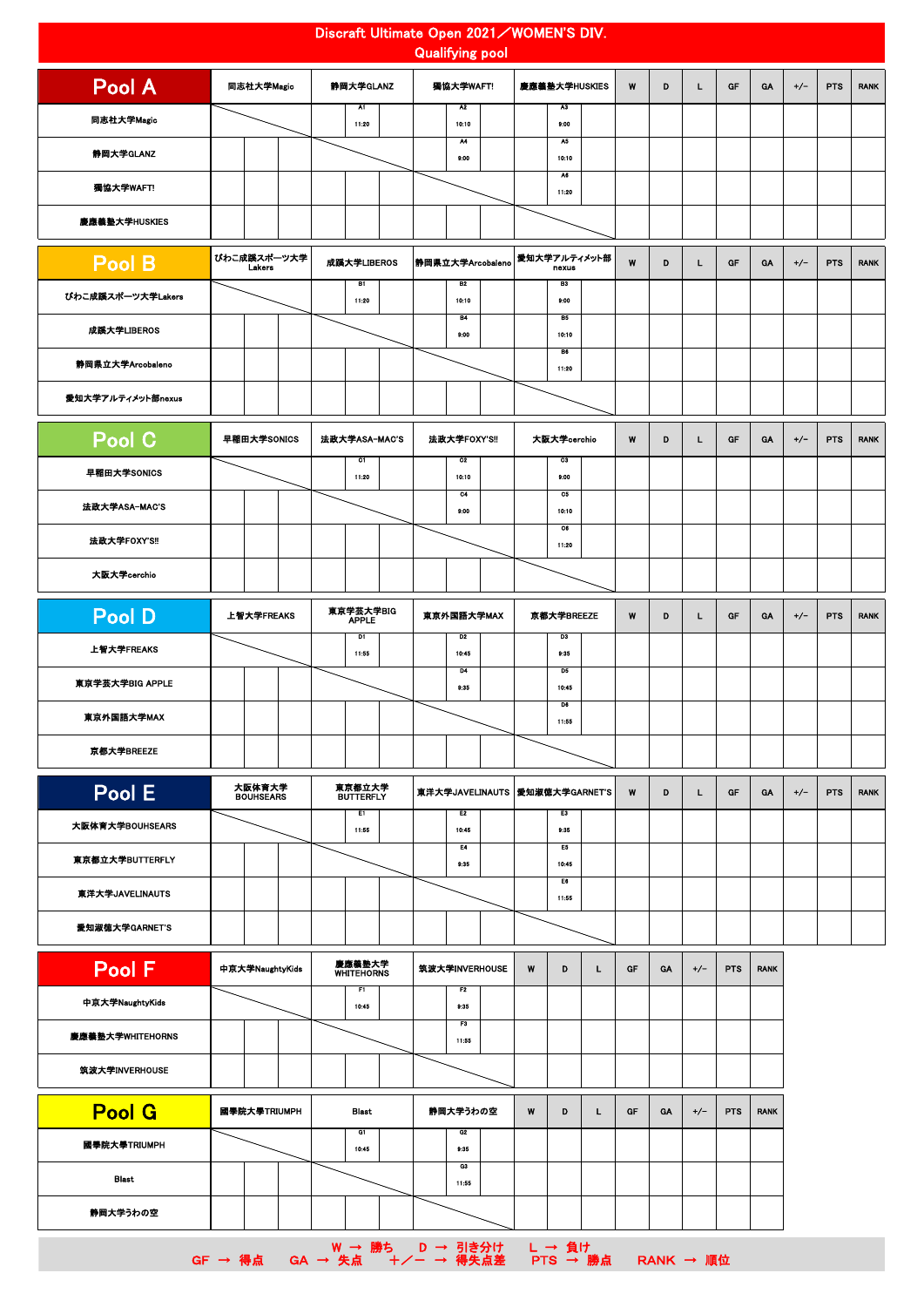# Discraft Ultimate Open 2021／WOMEN'S DIV.

## Qualifying pool

| Pool A | 同志社大学Magic | 静岡大学GLANZ | 獨協大学WAFT! | 慶應義塾大学HUSKIES | W | D | L | GF | GA | +/− | PTS | RANK |
|---|---|---|---|---|---|---|---|---|---|---|---|---|
| 同志社大学Magic | | A1 11:20 | A2 10:10 | A3 9:00 | | | | | | | | |
| 静岡大学GLANZ | | | A4 9:00 | A5 10:10 | | | | | | | | |
| 獨協大学WAFT! | | | | A6 11:20 | | | | | | | | |
| 慶應義塾大学HUSKIES | | | | | | | | | | | | |

| Pool B | びわこ成蹊スポーツ大学Lakers | 成蹊大学LIBEROS | 静岡県立大学Arcobaleno | 愛知大学アルティメット部nexus | W | D | L | GF | GA | +/− | PTS | RANK |
|---|---|---|---|---|---|---|---|---|---|---|---|---|
| びわこ成蹊スポーツ大学Lakers | | B1 11:20 | B2 10:10 | B3 9:00 | | | | | | | | |
| 成蹊大学LIBEROS | | | B4 9:00 | B5 10:10 | | | | | | | | |
| 静岡県立大学Arcobaleno | | | | B6 11:20 | | | | | | | | |
| 愛知大学アルティメット部nexus | | | | | | | | | | | | |

| Pool C | 早稲田大学SONICS | 法政大学ASA-MAC'S | 法政大学FOXY'S!! | 大阪大学cerchio | W | D | L | GF | GA | +/− | PTS | RANK |
|---|---|---|---|---|---|---|---|---|---|---|---|---|
| 早稲田大学SONICS | | C1 11:20 | C2 10:10 | C3 9:00 | | | | | | | | |
| 法政大学ASA-MAC'S | | | C4 9:00 | C5 10:10 | | | | | | | | |
| 法政大学FOXY'S!! | | | | C6 11:20 | | | | | | | | |
| 大阪大学cerchio | | | | | | | | | | | | |

| Pool D | 上智大学FREAKS | 東京学芸大学BIG APPLE | 東京外国語大学MAX | 京都大学BREEZE | W | D | L | GF | GA | +/− | PTS | RANK |
|---|---|---|---|---|---|---|---|---|---|---|---|---|
| 上智大学FREAKS | | D1 11:55 | D2 10:45 | D3 9:35 | | | | | | | | |
| 東京学芸大学BIG APPLE | | | D4 9:35 | D5 10:45 | | | | | | | | |
| 東京外国語大学MAX | | | | D6 11:55 | | | | | | | | |
| 京都大学BREEZE | | | | | | | | | | | | |

| Pool E | 大阪体育大学BOUHSEARS | 東京都立大学BUTTERFLY | 東洋大学JAVELINAUTS | 愛知淑徳大学GARNET'S | W | D | L | GF | GA | +/− | PTS | RANK |
|---|---|---|---|---|---|---|---|---|---|---|---|---|
| 大阪体育大学BOUHSEARS | | E1 11:55 | E2 10:45 | E3 9:35 | | | | | | | | |
| 東京都立大学BUTTERFLY | | | E4 9:35 | E5 10:45 | | | | | | | | |
| 東洋大学JAVELINAUTS | | | | E6 11:55 | | | | | | | | |
| 愛知淑徳大学GARNET'S | | | | | | | | | | | | |

| Pool F | 中京大学NaughtyKids | 慶應義塾大学WHITEHORNS | 筑波大学INVERHOUSE | W | D | L | GF | GA | +/− | PTS | RANK |
|---|---|---|---|---|---|---|---|---|---|---|---|
| 中京大学NaughtyKids | | F1 10:45 | F2 9:35 | | | | | | | | |
| 慶應義塾大学WHITEHORNS | | | F3 11:55 | | | | | | | | |
| 筑波大学INVERHOUSE | | | | | | | | | | | |

| Pool G | 國學院大學TRIUMPH | Blast | 静岡大学うわの空 | W | D | L | GF | GA | +/− | PTS | RANK |
|---|---|---|---|---|---|---|---|---|---|---|---|
| 國學院大學TRIUMPH | | G1 10:45 | G2 9:35 | | | | | | | | |
| Blast | | | G3 11:55 | | | | | | | | |
| 静岡大学うわの空 | | | | | | | | | | | |

W → 勝ち　D → 引き分け　L → 負け
GF → 得点　GA → 失点　＋／− → 得失点差　PTS → 勝点　RANK → 順位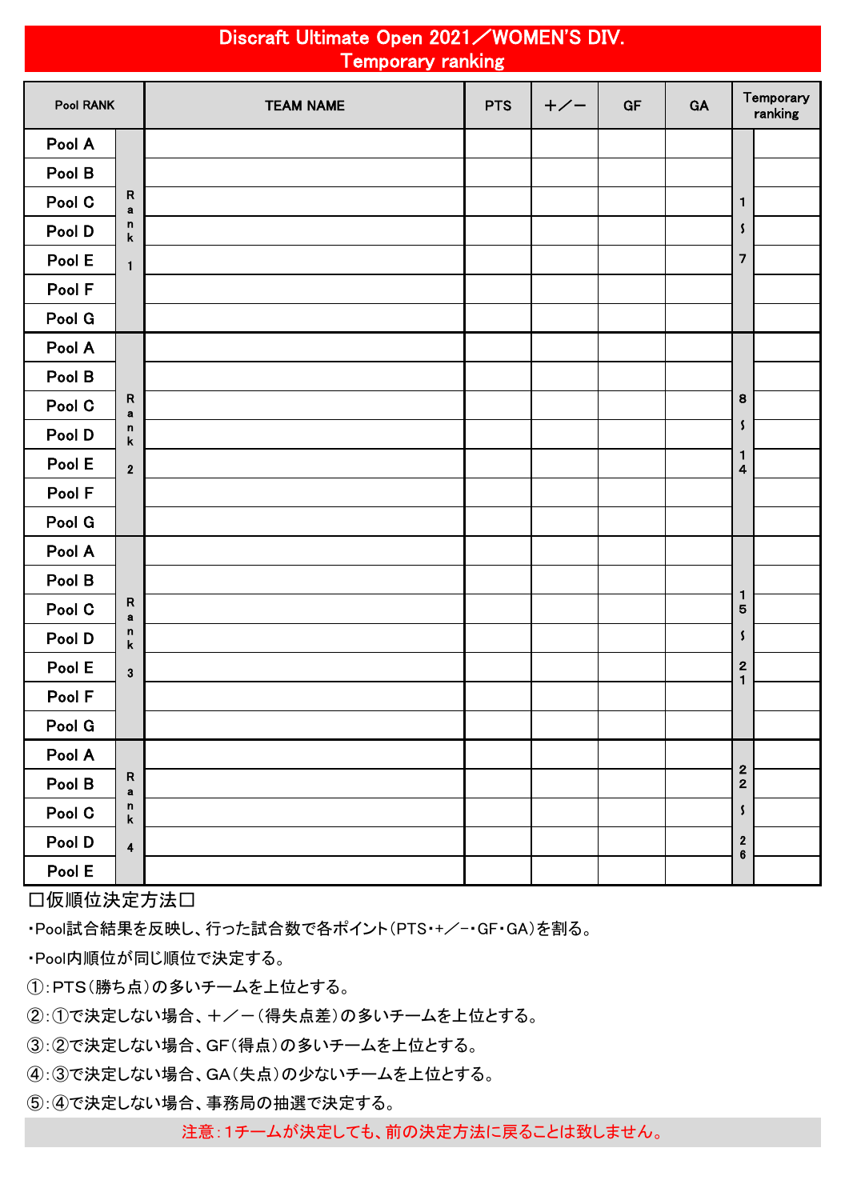# Discraft Ultimate Open 2021／WOMEN'S DIV.
## Temporary ranking

| Pool RANK | | TEAM NAME | PTS | ＋／－ | GF | GA | Temporary ranking | |
|---|---|---|---|---|---|---|---|---|
| Pool A | Rank 1 | | | | | | 1〜7 | |
| Pool B | | | | | | | | |
| Pool C | | | | | | | | |
| Pool D | | | | | | | | |
| Pool E | | | | | | | | |
| Pool F | | | | | | | | |
| Pool G | | | | | | | | |
| Pool A | Rank 2 | | | | | | 8〜14 | |
| Pool B | | | | | | | | |
| Pool C | | | | | | | | |
| Pool D | | | | | | | | |
| Pool E | | | | | | | | |
| Pool F | | | | | | | | |
| Pool G | | | | | | | | |
| Pool A | Rank 3 | | | | | | 15〜21 | |
| Pool B | | | | | | | | |
| Pool C | | | | | | | | |
| Pool D | | | | | | | | |
| Pool E | | | | | | | | |
| Pool F | | | | | | | | |
| Pool G | | | | | | | | |
| Pool A | Rank 4 | | | | | | 22〜26 | |
| Pool B | | | | | | | | |
| Pool C | | | | | | | | |
| Pool D | | | | | | | | |
| Pool E | | | | | | | | |

□仮順位決定方法□

・Pool試合結果を反映し、行った試合数で各ポイント(PTS・+／−・GF・GA)を割る。

・Pool内順位が同じ順位で決定する。

①:PTS(勝ち点)の多いチームを上位とする。

②:①で決定しない場合、＋／－(得失点差)の多いチームを上位とする。

③:②で決定しない場合、GF(得点)の多いチームを上位とする。

④:③で決定しない場合、GA(失点)の少ないチームを上位とする。

⑤:④で決定しない場合、事務局の抽選で決定する。

注意:1チームが決定しても、前の決定方法に戻ることは致しません。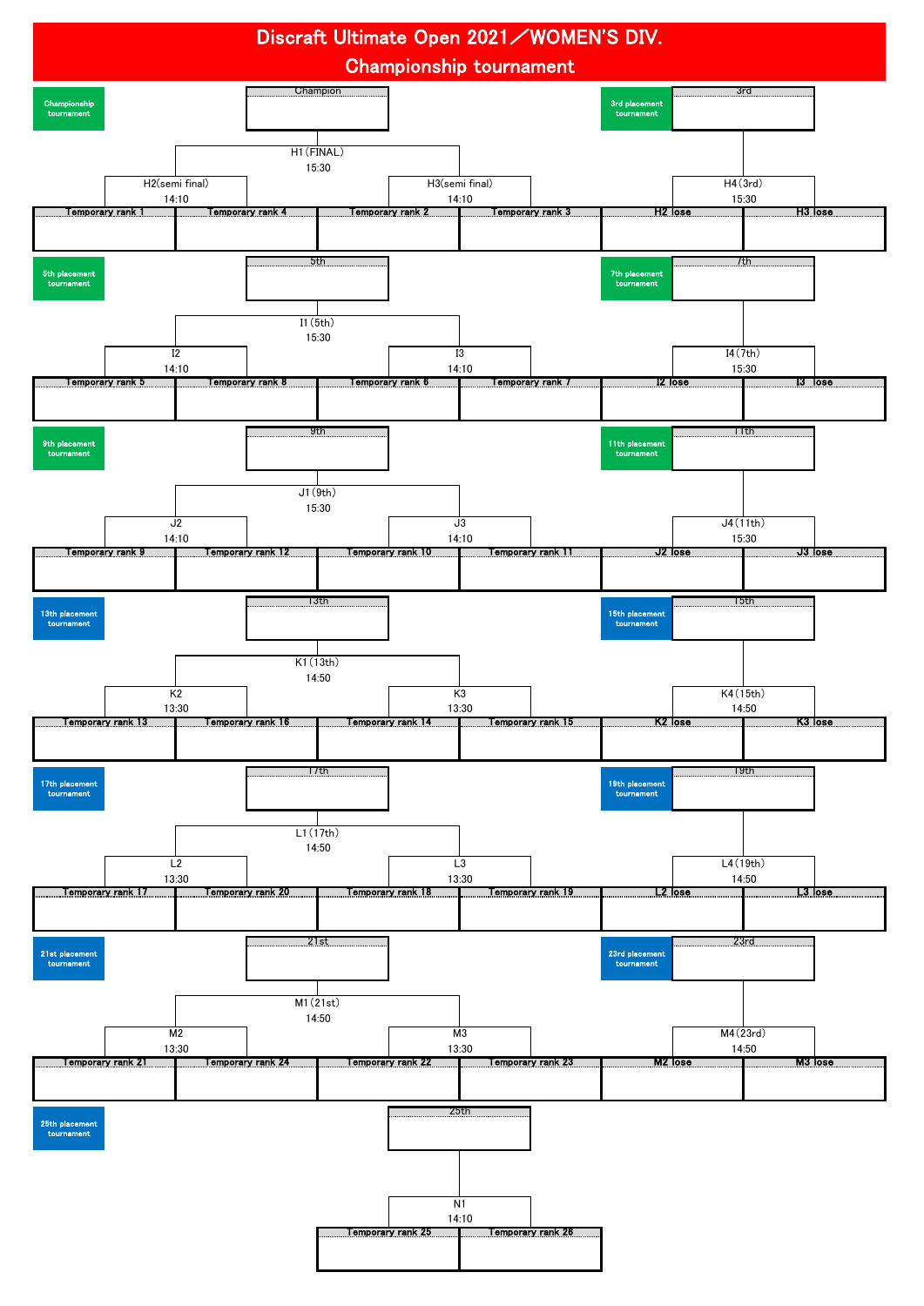# Discraft Ultimate Open 2021／WOMEN'S DIV.
## Championship tournament

**Championship tournament**

Champion

H1（FINAL）
15:30

H2(semi final)
14:10

H3(semi final)
14:10

| Temporary rank 1 | Temporary rank 4 | Temporary rank 2 | Temporary rank 3 |
|---|---|---|---|
| | | | |

**3rd placement tournament**

3rd

H4（3rd）
15:30

| H2 lose | H3 lose |
|---|---|
| | |

**5th placement tournament**

5th

I1（5th）
15:30

I2
14:10

I3
14:10

| Temporary rank 5 | Temporary rank 8 | Temporary rank 6 | Temporary rank 7 |
|---|---|---|---|
| | | | |

**7th placement tournament**

7th

I4（7th）
15:30

| I2 lose | I3 lose |
|---|---|
| | |

**9th placement tournament**

9th

J1（9th）
15:30

J2
14:10

J3
14:10

| Temporary rank 9 | Temporary rank 12 | Temporary rank 10 | Temporary rank 11 |
|---|---|---|---|
| | | | |

**11th placement tournament**

11th

J4（11th）
15:30

| J2 lose | J3 lose |
|---|---|
| | |

**13th placement tournament**

13th

K1（13th）
14:50

K2
13:30

K3
13:30

| Temporary rank 13 | Temporary rank 16 | Temporary rank 14 | Temporary rank 15 |
|---|---|---|---|
| | | | |

**15th placement tournament**

15th

K4（15th）
14:50

| K2 lose | K3 lose |
|---|---|
| | |

**17th placement tournament**

17th

L1（17th）
14:50

L2
13:30

L3
13:30

| Temporary rank 17 | Temporary rank 20 | Temporary rank 18 | Temporary rank 19 |
|---|---|---|---|
| | | | |

**19th placement tournament**

19th

L4（19th）
14:50

| L2 lose | L3 lose |
|---|---|
| | |

**21st placement tournament**

21st

M1（21st）
14:50

M2
13:30

M3
13:30

| Temporary rank 21 | Temporary rank 24 | Temporary rank 22 | Temporary rank 23 |
|---|---|---|---|
| | | | |

**23rd placement tournament**

23rd

M4（23rd）
14:50

| M2 lose | M3 lose |
|---|---|
| | |

**25th placement tournament**

25th

N1
14:10

| Temporary rank 25 | Temporary rank 26 |
|---|---|
| | |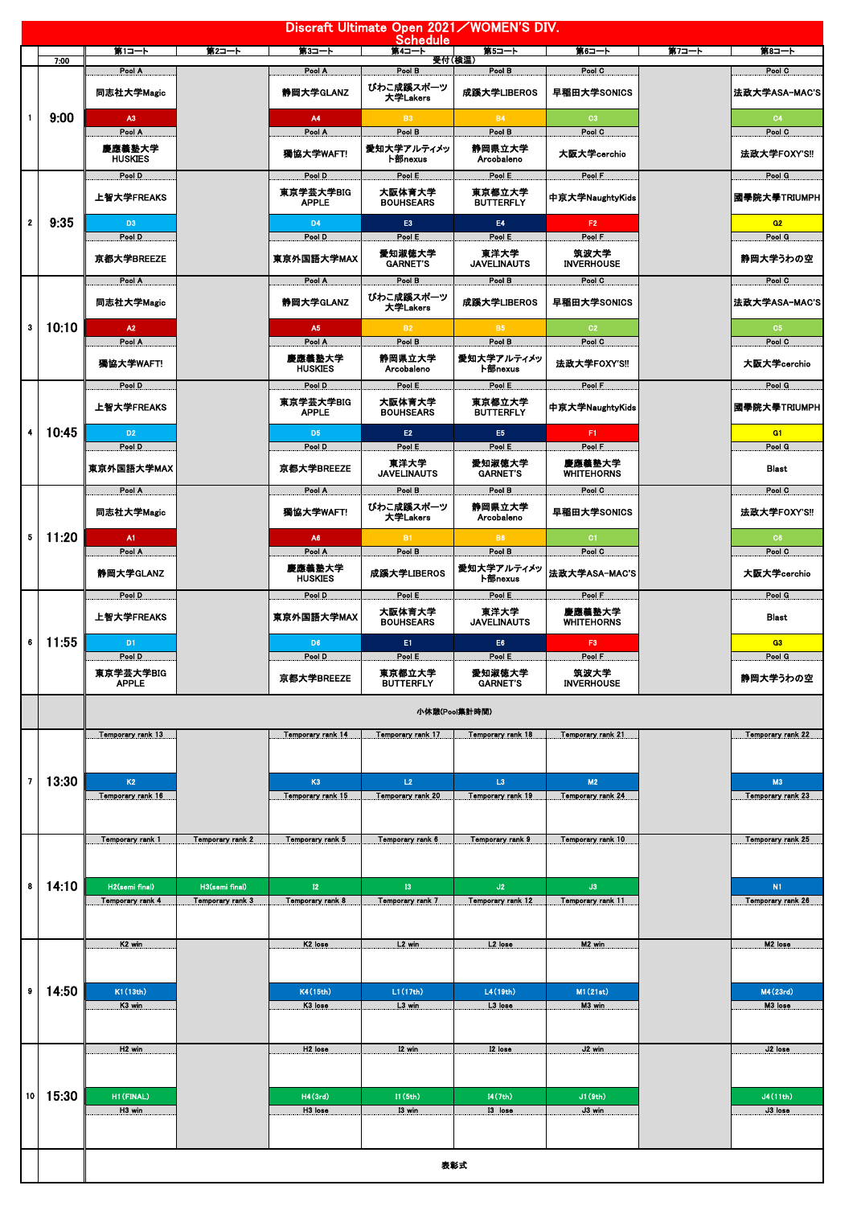# Discraft Ultimate Open 2021／WOMEN'S DIV.
## Schedule

| | | 第1コート | 第2コート | 第3コート | 第4コート | 第5コート | 第6コート | 第7コート | 第8コート |
|---|---|---|---|---|---|---|---|---|---|
| | 7:00 | 受付（検温） | | | | | | | |
| 1 | 9:00 | Pool A<br>同志社大学Magic<br>**A3**<br>Pool A<br>慶應義塾大学HUSKIES | | Pool A<br>静岡大学GLANZ<br>**A4**<br>Pool A<br>獨協大学WAFT! | Pool B<br>びわこ成蹊スポーツ大学Lakers<br>**B3**<br>Pool B<br>愛知大学アルティメット部nexus | Pool B<br>成蹊大学LIBEROS<br>**B4**<br>Pool B<br>静岡県立大学Arcobaleno | Pool C<br>早稲田大学SONICS<br>**C3**<br>Pool C<br>大阪大学cerchio | | Pool C<br>法政大学ASA-MAC'S<br>**C4**<br>Pool C<br>法政大学FOXY'S!! |
| 2 | 9:35 | Pool D<br>上智大学FREAKS<br>**D3**<br>Pool D<br>京都大学BREEZE | | Pool D<br>東京学芸大学BIG APPLE<br>**D4**<br>Pool D<br>東京外国語大学MAX | Pool E<br>大阪体育大学BOUHSEARS<br>**E3**<br>Pool E<br>愛知淑徳大学GARNET'S | Pool E<br>東京都立大学BUTTERFLY<br>**E4**<br>Pool E<br>東洋大学JAVELINAUTS | Pool F<br>中京大学NaughtyKids<br>**F2**<br>Pool F<br>筑波大学INVERHOUSE | | Pool G<br>國學院大學TRIUMPH<br>**G2**<br>Pool G<br>静岡大学うわの空 |
| 3 | 10:10 | Pool A<br>同志社大学Magic<br>**A2**<br>Pool A<br>獨協大学WAFT! | | Pool A<br>静岡大学GLANZ<br>**A5**<br>Pool A<br>慶應義塾大学HUSKIES | Pool B<br>びわこ成蹊スポーツ大学Lakers<br>**B2**<br>Pool B<br>静岡県立大学Arcobaleno | Pool B<br>成蹊大学LIBEROS<br>**B5**<br>Pool B<br>愛知大学アルティメット部nexus | Pool C<br>早稲田大学SONICS<br>**C2**<br>Pool C<br>法政大学FOXY'S!! | | Pool C<br>法政大学ASA-MAC'S<br>**C5**<br>Pool C<br>大阪大学cerchio |
| 4 | 10:45 | Pool D<br>上智大学FREAKS<br>**D2**<br>Pool D<br>東京外国語大学MAX | | Pool D<br>東京学芸大学BIG APPLE<br>**D5**<br>Pool D<br>京都大学BREEZE | Pool E<br>大阪体育大学BOUHSEARS<br>**E2**<br>Pool E<br>東洋大学JAVELINAUTS | Pool E<br>東京都立大学BUTTERFLY<br>**E5**<br>Pool E<br>愛知淑徳大学GARNET'S | Pool F<br>中京大学NaughtyKids<br>**F1**<br>Pool F<br>慶應義塾大学WHITEHORNS | | Pool G<br>國學院大學TRIUMPH<br>**G1**<br>Pool G<br>Blast |
| 5 | 11:20 | Pool A<br>同志社大学Magic<br>**A1**<br>Pool A<br>静岡大学GLANZ | | Pool A<br>獨協大学WAFT!<br>**A6**<br>Pool A<br>慶應義塾大学HUSKIES | Pool B<br>びわこ成蹊スポーツ大学Lakers<br>**B1**<br>Pool B<br>成蹊大学LIBEROS | Pool B<br>静岡県立大学Arcobaleno<br>**B6**<br>Pool B<br>愛知大学アルティメット部nexus | Pool C<br>早稲田大学SONICS<br>**C1**<br>Pool C<br>法政大学ASA-MAC'S | | Pool C<br>法政大学FOXY'S!!<br>**C6**<br>Pool C<br>大阪大学cerchio |
| 6 | 11:55 | Pool D<br>上智大学FREAKS<br>**D1**<br>Pool D<br>東京学芸大学BIG APPLE | | Pool D<br>東京外国語大学MAX<br>**D6**<br>Pool D<br>京都大学BREEZE | Pool E<br>大阪体育大学BOUHSEARS<br>**E1**<br>Pool E<br>東京都立大学BUTTERFLY | Pool E<br>東洋大学JAVELINAUTS<br>**E6**<br>Pool E<br>愛知淑徳大学GARNET'S | Pool F<br>慶應義塾大学WHITEHORNS<br>**F3**<br>Pool F<br>筑波大学INVERHOUSE | | Pool G<br>Blast<br>**G3**<br>Pool G<br>静岡大学うわの空 |
| | | 小休憩(Pool集計時間) | | | | | | | |
| 7 | 13:30 | Temporary rank 13<br>**K2**<br>Temporary rank 16 | | Temporary rank 14<br>**K3**<br>Temporary rank 15 | Temporary rank 17<br>**L2**<br>Temporary rank 20 | Temporary rank 18<br>**L3**<br>Temporary rank 19 | Temporary rank 21<br>**M2**<br>Temporary rank 24 | | Temporary rank 22<br>**M3**<br>Temporary rank 23 |
| 8 | 14:10 | Temporary rank 1<br>**H2(semi final)**<br>Temporary rank 4 | Temporary rank 2<br>**H3(semi final)**<br>Temporary rank 3 | Temporary rank 5<br>**I2**<br>Temporary rank 8 | Temporary rank 6<br>**I3**<br>Temporary rank 7 | Temporary rank 9<br>**J2**<br>Temporary rank 12 | Temporary rank 10<br>**J3**<br>Temporary rank 11 | | Temporary rank 25<br>**N1**<br>Temporary rank 26 |
| 9 | 14:50 | K2 win<br>**K1 (13th)**<br>K3 win | | K2 lose<br>**K4 (15th)**<br>K3 lose | L2 win<br>**L1 (17th)**<br>L3 win | L2 lose<br>**L4 (19th)**<br>L3 lose | M2 win<br>**M1 (21st)**<br>M3 win | | M2 lose<br>**M4 (23rd)**<br>M3 lose |
| 10 | 15:30 | H2 win<br>**H1 (FINAL)**<br>H3 win | | H2 lose<br>**H4 (3rd)**<br>H3 lose | I2 win<br>**I1 (5th)**<br>I3 win | I2 lose<br>**I4 (7th)**<br>I3 lose | J2 win<br>**J1 (9th)**<br>J3 win | | J2 lose<br>**J4 (11th)**<br>J3 lose |
| | | 表彰式 | | | | | | | |